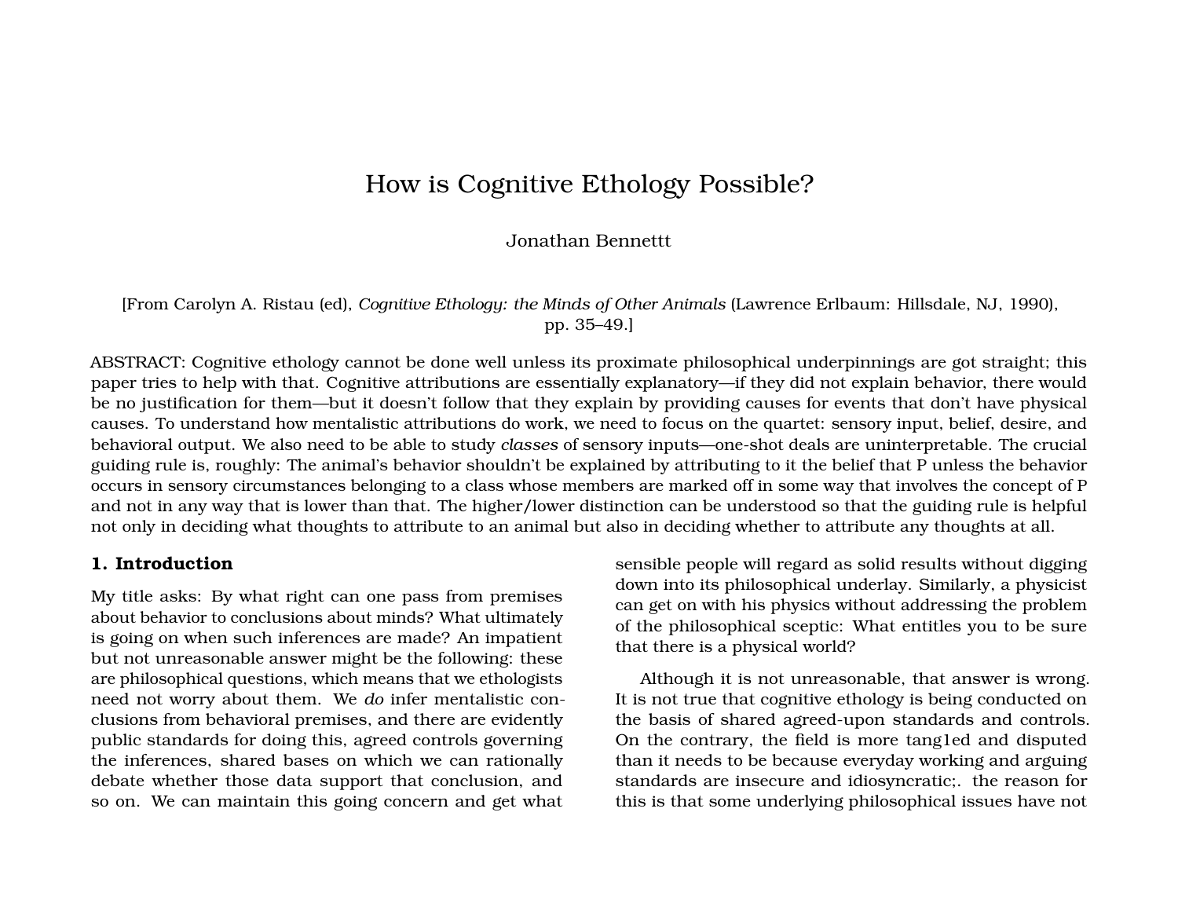# How is Cognitive Ethology Possible?

Jonathan Bennettt

[From Carolyn A. Ristau (ed), *Cognitive Ethology: the Minds of Other Animals* (Lawrence Erlbaum: Hillsdale, NJ, 1990), pp. 35–49.]

ABSTRACT: Cognitive ethology cannot be done well unless its proximate philosophical underpinnings are got straight; this paper tries to help with that. Cognitive attributions are essentially explanatory—if they did not explain behavior, there would be no justification for them—but it doesn't follow that they explain by providing causes for events that don't have physical causes. To understand how mentalistic attributions do work, we need to focus on the quartet: sensory input, belief, desire, and behavioral output. We also need to be able to study *classes* of sensory inputs—one-shot deals are uninterpretable. The crucial guiding rule is, roughly: The animal's behavior shouldn't be explained by attributing to it the belief that P unless the behavior occurs in sensory circumstances belonging to a class whose members are marked off in some way that involves the concept of P and not in any way that is lower than that. The higher/lower distinction can be understood so that the guiding rule is helpful not only in deciding what thoughts to attribute to an animal but also in deciding whether to attribute any thoughts at all.

## 1. Introduction

My title asks: By what right can one pass from premises about behavior to conclusions about minds? What ultimately is going on when such inferences are made? An impatient but not unreasonable answer might be the following: these are philosophical questions, which means that we ethologists need not worry about them. We *do* infer mentalistic conclusions from behavioral premises, and there are evidently public standards for doing this, agreed controls governing the inferences, shared bases on which we can rationally debate whether those data support that conclusion, and so on. We can maintain this going concern and get what sensible people will regard as solid results without digging down into its philosophical underlay. Similarly, a physicist can get on with his physics without addressing the problem of the philosophical sceptic: What entitles you to be sure that there is a physical world?

Although it is not unreasonable, that answer is wrong. It is not true that cognitive ethology is being conducted on the basis of shared agreed-upon standards and controls. On the contrary, the field is more tang1ed and disputed than it needs to be because everyday working and arguing standards are insecure and idiosyncratic;. the reason for this is that some underlying philosophical issues have not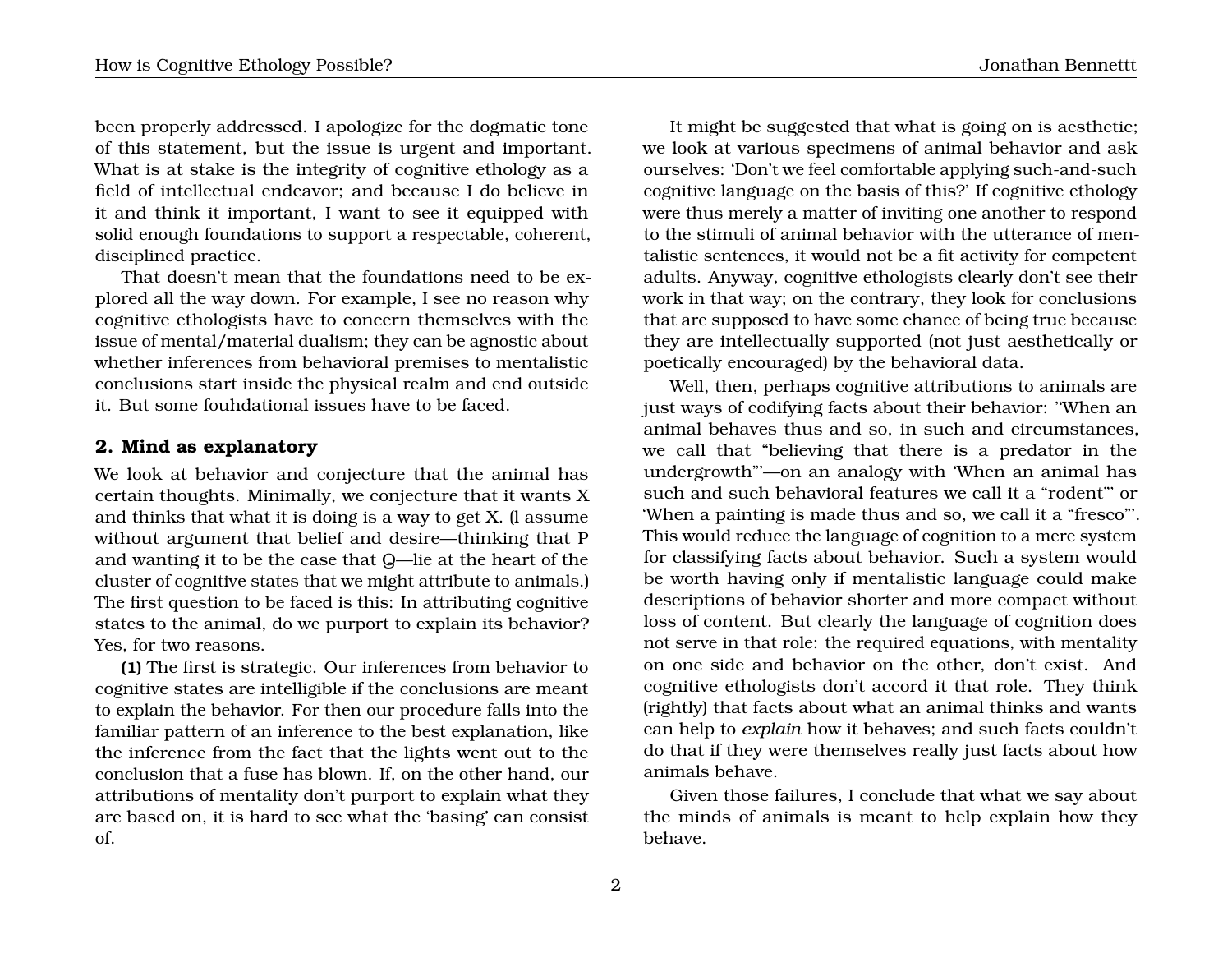been properly addressed. I apologize for the dogmatic tone of this statement, but the issue is urgent and important. What is at stake is the integrity of cognitive ethology as a field of intellectual endeavor; and because I do believe in it and think it important, I want to see it equipped with solid enough foundations to support a respectable, coherent, disciplined practice.

That doesn't mean that the foundations need to be explored all the way down. For example, I see no reason why cognitive ethologists have to concern themselves with the issue of mental/material dualism; they can be agnostic about whether inferences from behavioral premises to mentalistic conclusions start inside the physical realm and end outside it. But some fouhdational issues have to be faced.

## 2. Mind as explanatory

We look at behavior and conjecture that the animal has certain thoughts. Minimally, we conjecture that it wants X and thinks that what it is doing is a way to get X. (l assume without argument that belief and desire—thinking that P and wanting it to be the case that Q—lie at the heart of the cluster of cognitive states that we might attribute to animals.) The first question to be faced is this: In attributing cognitive states to the animal, do we purport to explain its behavior? Yes, for two reasons.

**(1)** The first is strategic. Our inferences from behavior to cognitive states are intelligible if the conclusions are meant to explain the behavior. For then our procedure falls into the familiar pattern of an inference to the best explanation, like the inference from the fact that the lights went out to the conclusion that a fuse has blown. If, on the other hand, our attributions of mentality don't purport to explain what they are based on, it is hard to see what the 'basing' can consist of.

It might be suggested that what is going on is aesthetic; we look at various specimens of animal behavior and ask ourselves: 'Don't we feel comfortable applying such-and-such cognitive language on the basis of this?' If cognitive ethology were thus merely a matter of inviting one another to respond to the stimuli of animal behavior with the utterance of mentalistic sentences, it would not be a fit activity for competent adults. Anyway, cognitive ethologists clearly don't see their work in that way; on the contrary, they look for conclusions that are supposed to have some chance of being true because they are intellectually supported (not just aesthetically or poetically encouraged) by the behavioral data.

Well, then, perhaps cognitive attributions to animals are just ways of codifying facts about their behavior: ''When an animal behaves thus and so, in such and circumstances, we call that "believing that there is a predator in the undergrowth"'—on an analogy with 'When an animal has such and such behavioral features we call it a "rodent"' or 'When a painting is made thus and so, we call it a "fresco"'. This would reduce the language of cognition to a mere system for classifying facts about behavior. Such a system would be worth having only if mentalistic language could make descriptions of behavior shorter and more compact without loss of content. But clearly the language of cognition does not serve in that role: the required equations, with mentality on one side and behavior on the other, don't exist. And cognitive ethologists don't accord it that role. They think (rightly) that facts about what an animal thinks and wants can help to *explain* how it behaves; and such facts couldn't do that if they were themselves really just facts about how animals behave.

Given those failures, I conclude that what we say about the minds of animals is meant to help explain how they behave.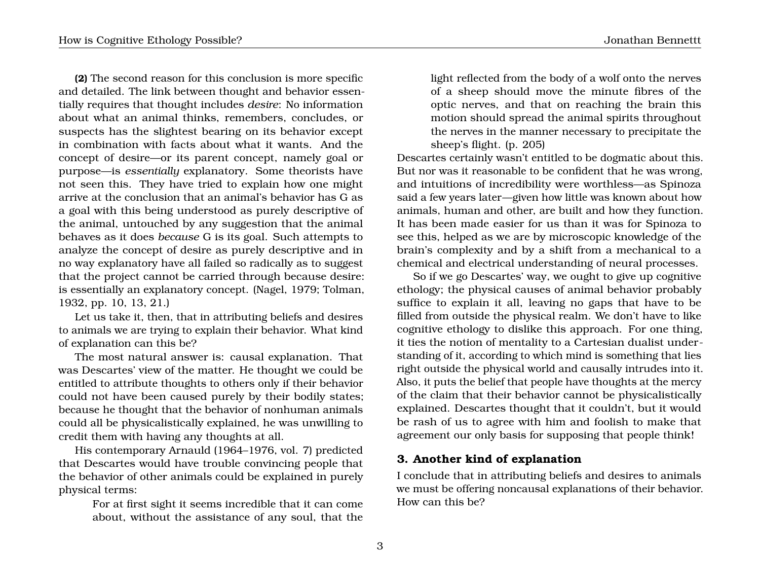**(2)** The second reason for this conclusion is more specific and detailed. The link between thought and behavior essentially requires that thought includes *desire*: No information about what an animal thinks, remembers, concludes, or suspects has the slightest bearing on its behavior except in combination with facts about what it wants. And the concept of desire—or its parent concept, namely goal or purpose—is *essentially* explanatory. Some theorists have not seen this. They have tried to explain how one might arrive at the conclusion that an animal's behavior has G as a goal with this being understood as purely descriptive of the animal, untouched by any suggestion that the animal behaves as it does *because* G is its goal. Such attempts to analyze the concept of desire as purely descriptive and in no way explanatory have all failed so radically as to suggest that the project cannot be carried through because desire: is essentially an explanatory concept. (Nagel, 1979; Tolman, 1932, pp. 10, 13, 21.)

Let us take it, then, that in attributing beliefs and desires to animals we are trying to explain their behavior. What kind of explanation can this be?

The most natural answer is: causal explanation. That was Descartes' view of the matter. He thought we could be entitled to attribute thoughts to others only if their behavior could not have been caused purely by their bodily states; because he thought that the behavior of nonhuman animals could all be physicalistically explained, he was unwilling to credit them with having any thoughts at all.

His contemporary Arnauld (1964–1976, vol. 7) predicted that Descartes would have trouble convincing people that the behavior of other animals could be explained in purely physical terms:

> For at first sight it seems incredible that it can come about, without the assistance of any soul, that the light reflected from the body of a wolf onto the nerves of a sheep should move the minute fibres of the optic nerves, and that on reaching the brain this motion should spread the animal spirits throughout the nerves in the manner necessary to precipitate the sheep's flight. (p. 205)

Descartes certainly wasn't entitled to be dogmatic about this. But nor was it reasonable to be confident that he was wrong, and intuitions of incredibility were worthless—as Spinoza said a few years later—given how little was known about how animals, human and other, are built and how they function. It has been made easier for us than it was for Spinoza to see this, helped as we are by microscopic knowledge of the brain's complexity and by a shift from a mechanical to a chemical and electrical understanding of neural processes.

So if we go Descartes' way, we ought to give up cognitive ethology; the physical causes of animal behavior probably suffice to explain it all, leaving no gaps that have to be filled from outside the physical realm. We don't have to like cognitive ethology to dislike this approach. For one thing, it ties the notion of mentality to a Cartesian dualist understanding of it, according to which mind is something that lies right outside the physical world and causally intrudes into it. Also, it puts the belief that people have thoughts at the mercy of the claim that their behavior cannot be physicalistically explained. Descartes thought that it couldn't, but it would be rash of us to agree with him and foolish to make that agreement our only basis for supposing that people think!

## 3. Another kind of explanation

I conclude that in attributing beliefs and desires to animals we must be offering noncausal explanations of their behavior. How can this be?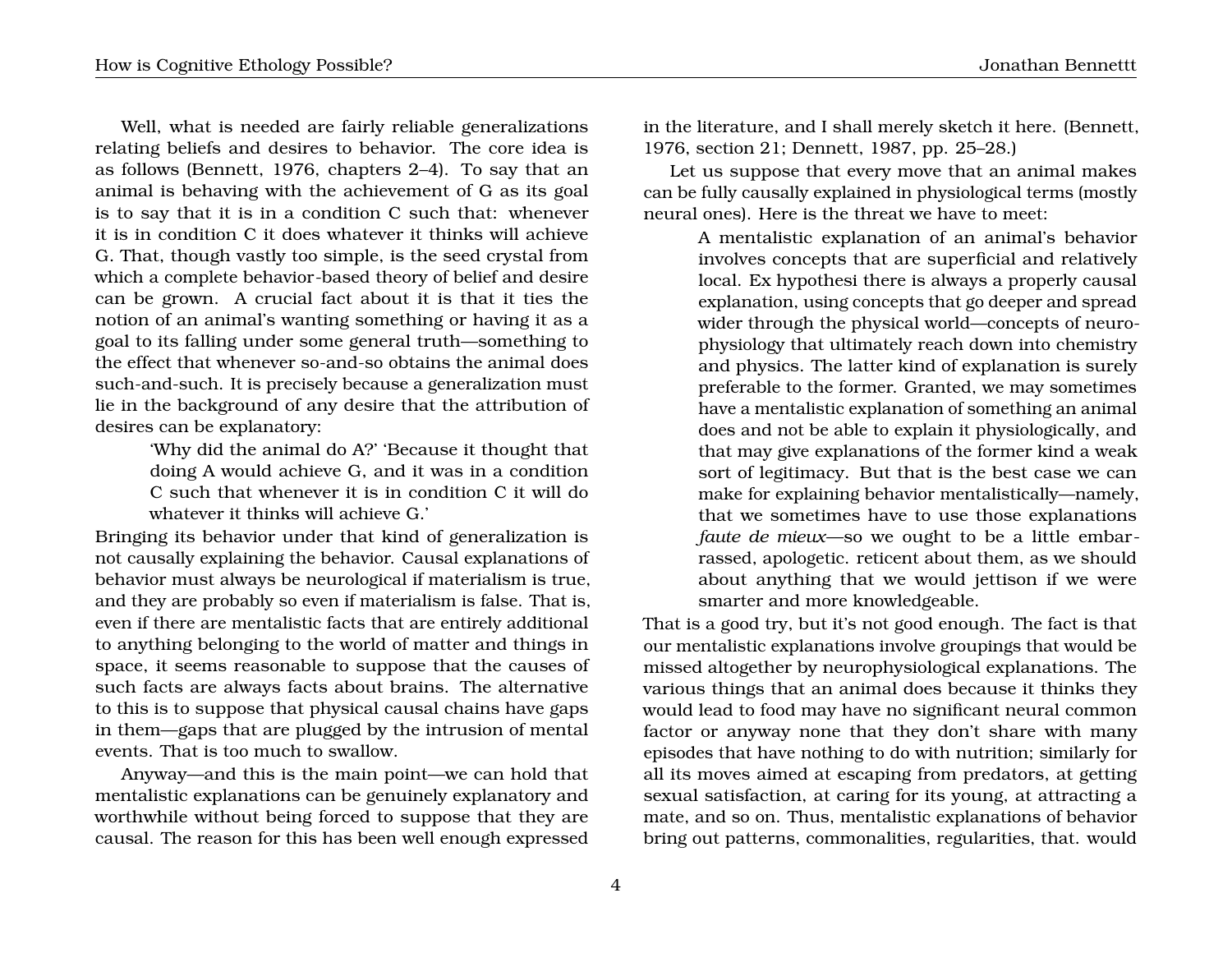Well, what is needed are fairly reliable generalizations relating beliefs and desires to behavior. The core idea is as follows (Bennett, 1976, chapters 2–4). To say that an animal is behaving with the achievement of G as its goal is to say that it is in a condition C such that: whenever it is in condition C it does whatever it thinks will achieve G. That, though vastly too simple, is the seed crystal from which a complete behavior-based theory of belief and desire can be grown. A crucial fact about it is that it ties the notion of an animal's wanting something or having it as a goal to its falling under some general truth—something to the effect that whenever so-and-so obtains the animal does such-and-such. It is precisely because a generalization must lie in the background of any desire that the attribution of desires can be explanatory:

> 'Why did the animal do A?' 'Because it thought that doing A would achieve G, and it was in a condition C such that whenever it is in condition C it will do whatever it thinks will achieve G.'

Bringing its behavior under that kind of generalization is not causally explaining the behavior. Causal explanations of behavior must always be neurological if materialism is true, and they are probably so even if materialism is false. That is, even if there are mentalistic facts that are entirely additional to anything belonging to the world of matter and things in space, it seems reasonable to suppose that the causes of such facts are always facts about brains. The alternative to this is to suppose that physical causal chains have gaps in them—gaps that are plugged by the intrusion of mental events. That is too much to swallow.

Anyway—and this is the main point—we can hold that mentalistic explanations can be genuinely explanatory and worthwhile without being forced to suppose that they are causal. The reason for this has been well enough expressed in the literature, and I shall merely sketch it here. (Bennett, 1976, section 21; Dennett, 1987, pp. 25–28.)

Let us suppose that every move that an animal makes can be fully causally explained in physiological terms (mostly neural ones). Here is the threat we have to meet:

> A mentalistic explanation of an animal's behavior involves concepts that are superficial and relatively local. Ex hypothesi there is always a properly causal explanation, using concepts that go deeper and spread wider through the physical world—concepts of neurophysiology that ultimately reach down into chemistry and physics. The latter kind of explanation is surely preferable to the former. Granted, we may sometimes have a mentalistic explanation of something an animal does and not be able to explain it physiologically, and that may give explanations of the former kind a weak sort of legitimacy. But that is the best case we can make for explaining behavior mentalistically—namely, that we sometimes have to use those explanations *faute de mieux*—so we ought to be a little embarrassed, apologetic. reticent about them, as we should about anything that we would jettison if we were smarter and more knowledgeable.

That is a good try, but it's not good enough. The fact is that our mentalistic explanations involve groupings that would be missed altogether by neurophysiological explanations. The various things that an animal does because it thinks they would lead to food may have no significant neural common factor or anyway none that they don't share with many episodes that have nothing to do with nutrition; similarly for all its moves aimed at escaping from predators, at getting sexual satisfaction, at caring for its young, at attracting a mate, and so on. Thus, mentalistic explanations of behavior bring out patterns, commonalities, regularities, that. would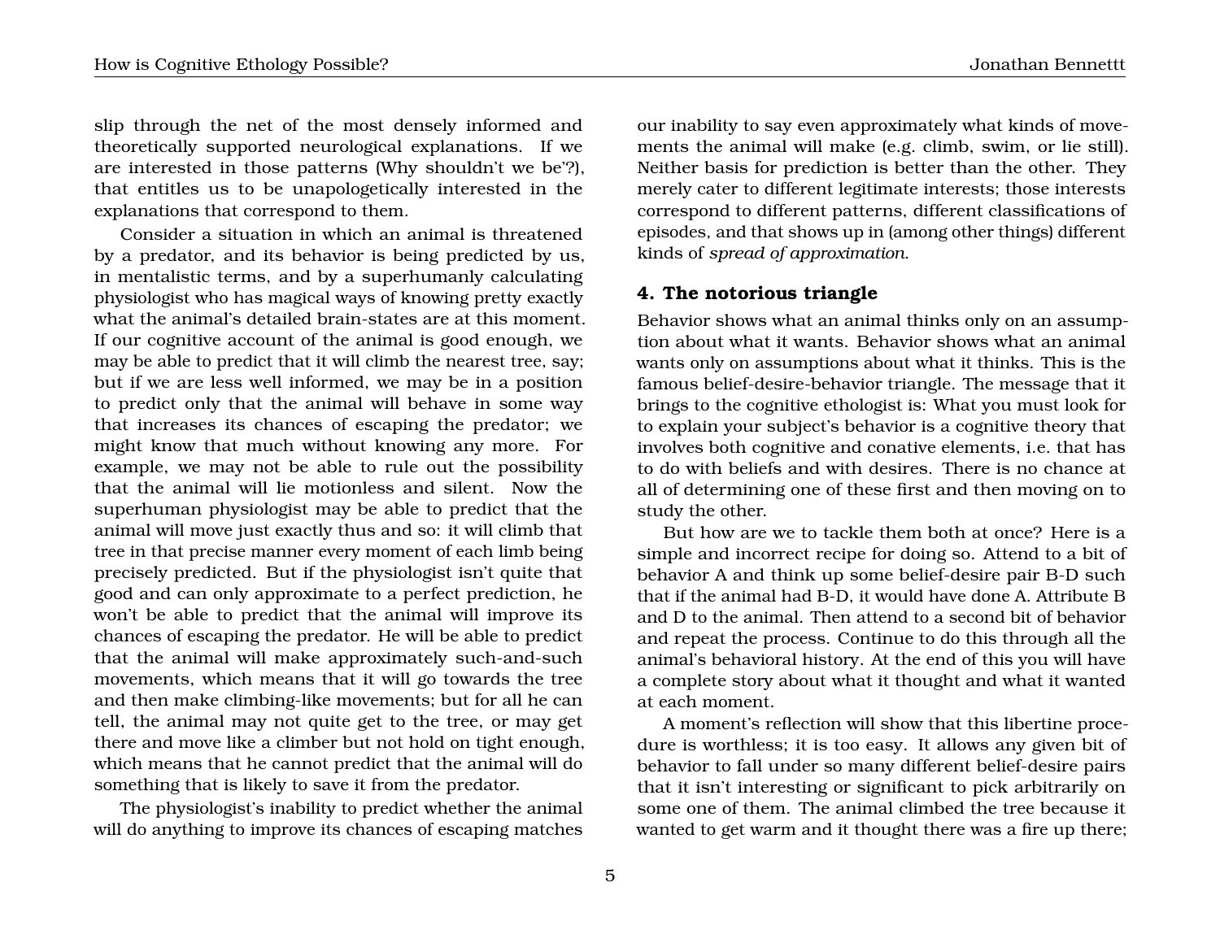slip through the net of the most densely informed and theoretically supported neurological explanations. If we are interested in those patterns (Why shouldn't we be'?), that entitles us to be unapologetically interested in the explanations that correspond to them.

Consider a situation in which an animal is threatened by a predator, and its behavior is being predicted by us, in mentalistic terms, and by a superhumanly calculating physiologist who has magical ways of knowing pretty exactly what the animal's detailed brain-states are at this moment. If our cognitive account of the animal is good enough, we may be able to predict that it will climb the nearest tree, say; but if we are less well informed, we may be in a position to predict only that the animal will behave in some way that increases its chances of escaping the predator; we might know that much without knowing any more. For example, we may not be able to rule out the possibility that the animal will lie motionless and silent. Now the superhuman physiologist may be able to predict that the animal will move just exactly thus and so: it will climb that tree in that precise manner every moment of each limb being precisely predicted. But if the physiologist isn't quite that good and can only approximate to a perfect prediction, he won't be able to predict that the animal will improve its chances of escaping the predator. He will be able to predict that the animal will make approximately such-and-such movements, which means that it will go towards the tree and then make climbing-like movements; but for all he can tell, the animal may not quite get to the tree, or may get there and move like a climber but not hold on tight enough, which means that he cannot predict that the animal will do something that is likely to save it from the predator.

The physiologist's inability to predict whether the animal will do anything to improve its chances of escaping matches our inability to say even approximately what kinds of movements the animal will make (e.g. climb, swim, or lie still). Neither basis for prediction is better than the other. They merely cater to different legitimate interests; those interests correspond to different patterns, different classifications of episodes, and that shows up in (among other things) different kinds of *spread of approximation*.

## 4. The notorious triangle

Behavior shows what an animal thinks only on an assumption about what it wants. Behavior shows what an animal wants only on assumptions about what it thinks. This is the famous belief-desire-behavior triangle. The message that it brings to the cognitive ethologist is: What you must look for to explain your subject's behavior is a cognitive theory that involves both cognitive and conative elements, i.e. that has to do with beliefs and with desires. There is no chance at all of determining one of these first and then moving on to study the other.

But how are we to tackle them both at once? Here is a simple and incorrect recipe for doing so. Attend to a bit of behavior A and think up some belief-desire pair B-D such that if the animal had B-D, it would have done A. Attribute B and D to the animal. Then attend to a second bit of behavior and repeat the process. Continue to do this through all the animal's behavioral history. At the end of this you will have a complete story about what it thought and what it wanted at each moment.

A moment's reflection will show that this libertine procedure is worthless; it is too easy. It allows any given bit of behavior to fall under so many different belief-desire pairs that it isn't interesting or significant to pick arbitrarily on some one of them. The animal climbed the tree because it wanted to get warm and it thought there was a fire up there;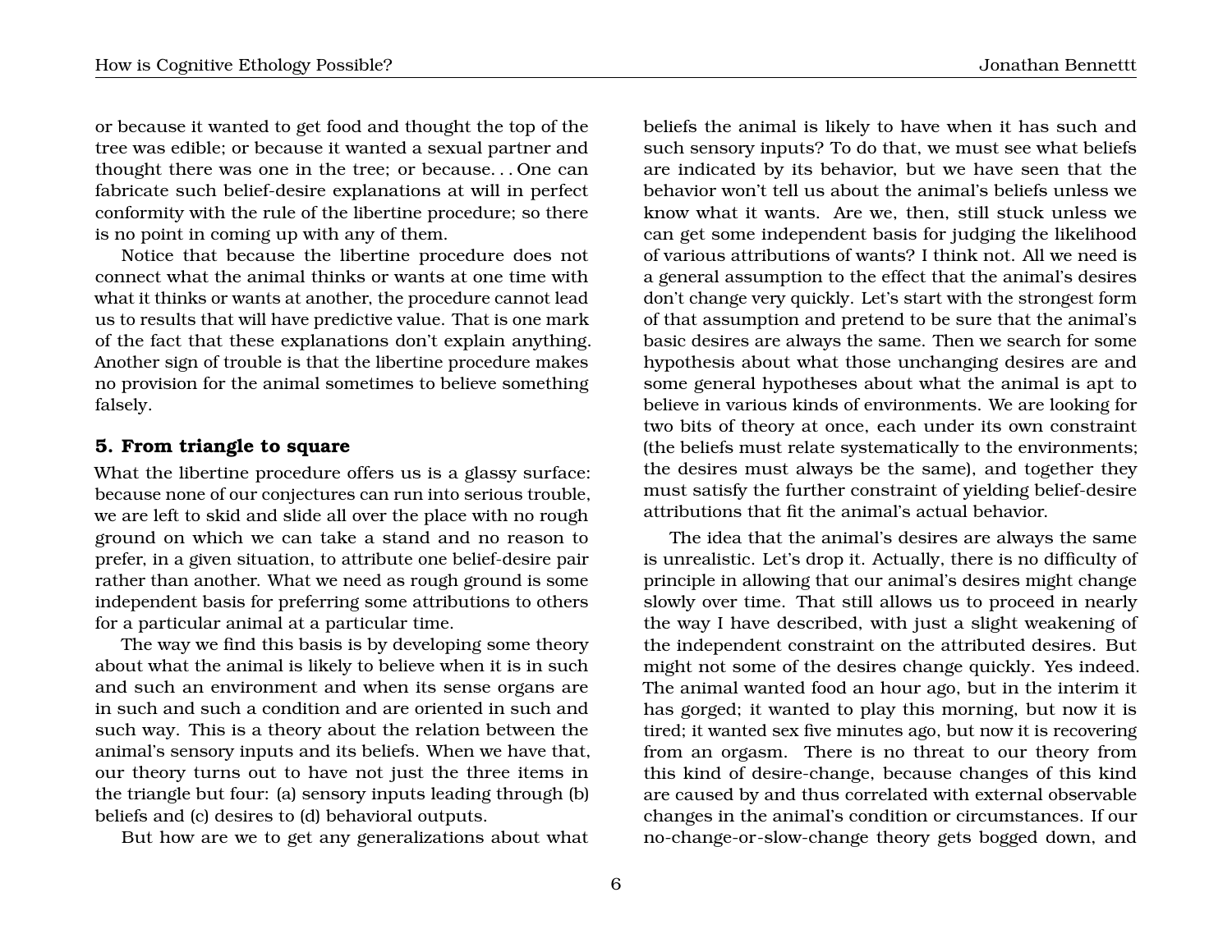or because it wanted to get food and thought the top of the tree was edible; or because it wanted a sexual partner and thought there was one in the tree; or because. . . One can fabricate such belief-desire explanations at will in perfect conformity with the rule of the libertine procedure; so there is no point in coming up with any of them.

Notice that because the libertine procedure does not connect what the animal thinks or wants at one time with what it thinks or wants at another, the procedure cannot lead us to results that will have predictive value. That is one mark of the fact that these explanations don't explain anything. Another sign of trouble is that the libertine procedure makes no provision for the animal sometimes to believe something falsely.

### 5. From triangle to square

What the libertine procedure offers us is a glassy surface: because none of our conjectures can run into serious trouble, we are left to skid and slide all over the place with no rough ground on which we can take a stand and no reason to prefer, in a given situation, to attribute one belief-desire pair rather than another. What we need as rough ground is some independent basis for preferring some attributions to others for a particular animal at a particular time.

The way we find this basis is by developing some theory about what the animal is likely to believe when it is in such and such an environment and when its sense organs are in such and such a condition and are oriented in such and such way. This is a theory about the relation between the animal's sensory inputs and its beliefs. When we have that, our theory turns out to have not just the three items in the triangle but four: (a) sensory inputs leading through (b) beliefs and (c) desires to (d) behavioral outputs.

But how are we to get any generalizations about what beliefs the animal is likely to have when it has such and such sensory inputs? To do that, we must see what beliefs are indicated by its behavior, but we have seen that the behavior won't tell us about the animal's beliefs unless we know what it wants. Are we, then, still stuck unless we can get some independent basis for judging the likelihood of various attributions of wants? I think not. All we need is a general assumption to the effect that the animal's desires don't change very quickly. Let's start with the strongest form of that assumption and pretend to be sure that the animal's basic desires are always the same. Then we search for some hypothesis about what those unchanging desires are and some general hypotheses about what the animal is apt to believe in various kinds of environments. We are looking for two bits of theory at once, each under its own constraint (the beliefs must relate systematically to the environments; the desires must always be the same), and together they must satisfy the further constraint of yielding belief-desire attributions that fit the animal's actual behavior.

The idea that the animal's desires are always the same is unrealistic. Let's drop it. Actually, there is no difficulty of principle in allowing that our animal's desires might change slowly over time. That still allows us to proceed in nearly the way I have described, with just a slight weakening of the independent constraint on the attributed desires. But might not some of the desires change quickly. Yes indeed. The animal wanted food an hour ago, but in the interim it has gorged; it wanted to play this morning, but now it is tired; it wanted sex five minutes ago, but now it is recovering from an orgasm. There is no threat to our theory from this kind of desire-change, because changes of this kind are caused by and thus correlated with external observable changes in the animal's condition or circumstances. If our no-change-or-slow-change theory gets bogged down, and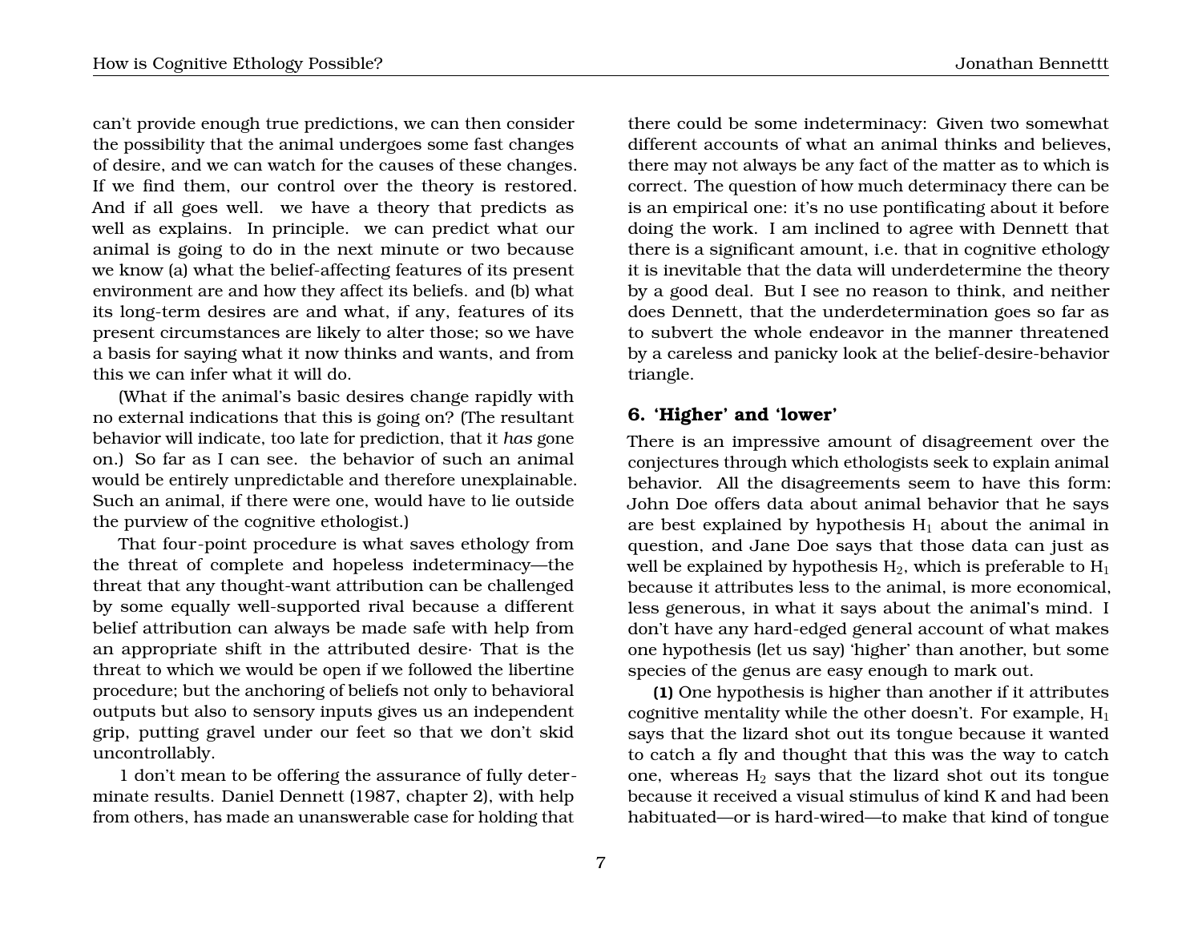can't provide enough true predictions, we can then consider the possibility that the animal undergoes some fast changes of desire, and we can watch for the causes of these changes. If we find them, our control over the theory is restored. And if all goes well. we have a theory that predicts as well as explains. In principle. we can predict what our animal is going to do in the next minute or two because we know (a) what the belief-affecting features of its present environment are and how they affect its beliefs. and (b) what its long-term desires are and what, if any, features of its present circumstances are likely to alter those; so we have a basis for saying what it now thinks and wants, and from this we can infer what it will do.

(What if the animal's basic desires change rapidly with no external indications that this is going on? (The resultant behavior will indicate, too late for prediction, that it *has* gone on.) So far as I can see. the behavior of such an animal would be entirely unpredictable and therefore unexplainable. Such an animal, if there were one, would have to lie outside the purview of the cognitive ethologist.)

That four-point procedure is what saves ethology from the threat of complete and hopeless indeterminacy—the threat that any thought-want attribution can be challenged by some equally well-supported rival because a different belief attribution can always be made safe with help from an appropriate shift in the attributed desire· That is the threat to which we would be open if we followed the libertine procedure; but the anchoring of beliefs not only to behavioral outputs but also to sensory inputs gives us an independent grip, putting gravel under our feet so that we don't skid uncontrollably.

1 don't mean to be offering the assurance of fully determinate results. Daniel Dennett (1987, chapter 2), with help from others, has made an unanswerable case for holding that there could be some indeterminacy: Given two somewhat different accounts of what an animal thinks and believes, there may not always be any fact of the matter as to which is correct. The question of how much determinacy there can be is an empirical one: it's no use pontificating about it before doing the work. I am inclined to agree with Dennett that there is a significant amount, i.e. that in cognitive ethology it is inevitable that the data will underdetermine the theory by a good deal. But I see no reason to think, and neither does Dennett, that the underdetermination goes so far as to subvert the whole endeavor in the manner threatened by a careless and panicky look at the belief-desire-behavior triangle.

## 6. 'Higher' and 'lower'

There is an impressive amount of disagreement over the conjectures through which ethologists seek to explain animal behavior. All the disagreements seem to have this form: John Doe offers data about animal behavior that he says are best explained by hypothesis $H_1$ about the animal in question, and Jane Doe says that those data can just as well be explained by hypothesis $H_2$, which is preferable to $H_1$ because it attributes less to the animal, is more economical, less generous, in what it says about the animal's mind. I don't have any hard-edged general account of what makes one hypothesis (let us say) 'higher' than another, but some species of the genus are easy enough to mark out.

**(1)** One hypothesis is higher than another if it attributes cognitive mentality while the other doesn't. For example, $H_1$ says that the lizard shot out its tongue because it wanted to catch a fly and thought that this was the way to catch one, whereas $H_2$ says that the lizard shot out its tongue because it received a visual stimulus of kind K and had been habituated—or is hard-wired—to make that kind of tongue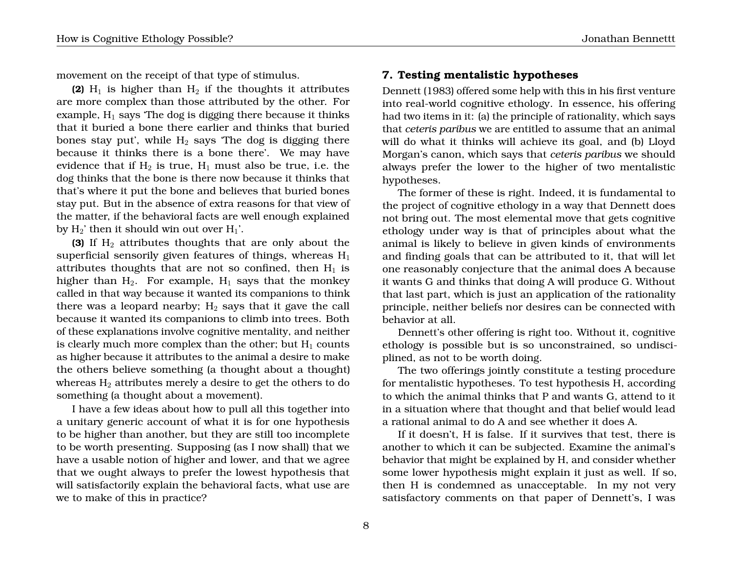movement on the receipt of that type of stimulus.

**(2)** $H_1$ is higher than $H_2$ if the thoughts it attributes are more complex than those attributed by the other. For example, $H_1$ says 'The dog is digging there because it thinks that it buried a bone there earlier and thinks that buried bones stay put', while $H_2$ says 'The dog is digging there because it thinks there is a bone there'. We may have evidence that if $H_2$ is true, $H_1$ must also be true, i.e. the dog thinks that the bone is there now because it thinks that that's where it put the bone and believes that buried bones stay put. But in the absence of extra reasons for that view of the matter, if the behavioral facts are well enough explained by $H_2$' then it should win out over $H_1$'.

**(3)** If $H_2$ attributes thoughts that are only about the superficial sensorily given features of things, whereas $H_1$ attributes thoughts that are not so confined, then $H_1$ is higher than $H_2$. For example, $H_1$ says that the monkey called in that way because it wanted its companions to think there was a leopard nearby; $H_2$ says that it gave the call because it wanted its companions to climb into trees. Both of these explanations involve cognitive mentality, and neither is clearly much more complex than the other; but $H_1$ counts as higher because it attributes to the animal a desire to make the others believe something (a thought about a thought) whereas $H_2$ attributes merely a desire to get the others to do something (a thought about a movement).

I have a few ideas about how to pull all this together into a unitary generic account of what it is for one hypothesis to be higher than another, but they are still too incomplete to be worth presenting. Supposing (as I now shall) that we have a usable notion of higher and lower, and that we agree that we ought always to prefer the lowest hypothesis that will satisfactorily explain the behavioral facts, what use are we to make of this in practice?

## 7. Testing mentalistic hypotheses

Dennett (1983) offered some help with this in his first venture into real-world cognitive ethology. In essence, his offering had two items in it: (a) the principle of rationality, which says that *ceteris paribus* we are entitled to assume that an animal will do what it thinks will achieve its goal, and (b) Lloyd Morgan's canon, which says that *ceteris paribus* we should always prefer the lower to the higher of two mentalistic hypotheses.

The former of these is right. Indeed, it is fundamental to the project of cognitive ethology in a way that Dennett does not bring out. The most elemental move that gets cognitive ethology under way is that of principles about what the animal is likely to believe in given kinds of environments and finding goals that can be attributed to it, that will let one reasonably conjecture that the animal does A because it wants G and thinks that doing A will produce G. Without that last part, which is just an application of the rationality principle, neither beliefs nor desires can be connected with behavior at all.

Dennett's other offering is right too. Without it, cognitive ethology is possible but is so unconstrained, so undisciplined, as not to be worth doing.

The two offerings jointly constitute a testing procedure for mentalistic hypotheses. To test hypothesis H, according to which the animal thinks that P and wants G, attend to it in a situation where that thought and that belief would lead a rational animal to do A and see whether it does A.

If it doesn't, H is false. If it survives that test, there is another to which it can be subjected. Examine the animal's behavior that might be explained by H, and consider whether some lower hypothesis might explain it just as well. If so, then H is condemned as unacceptable. In my not very satisfactory comments on that paper of Dennett's, I was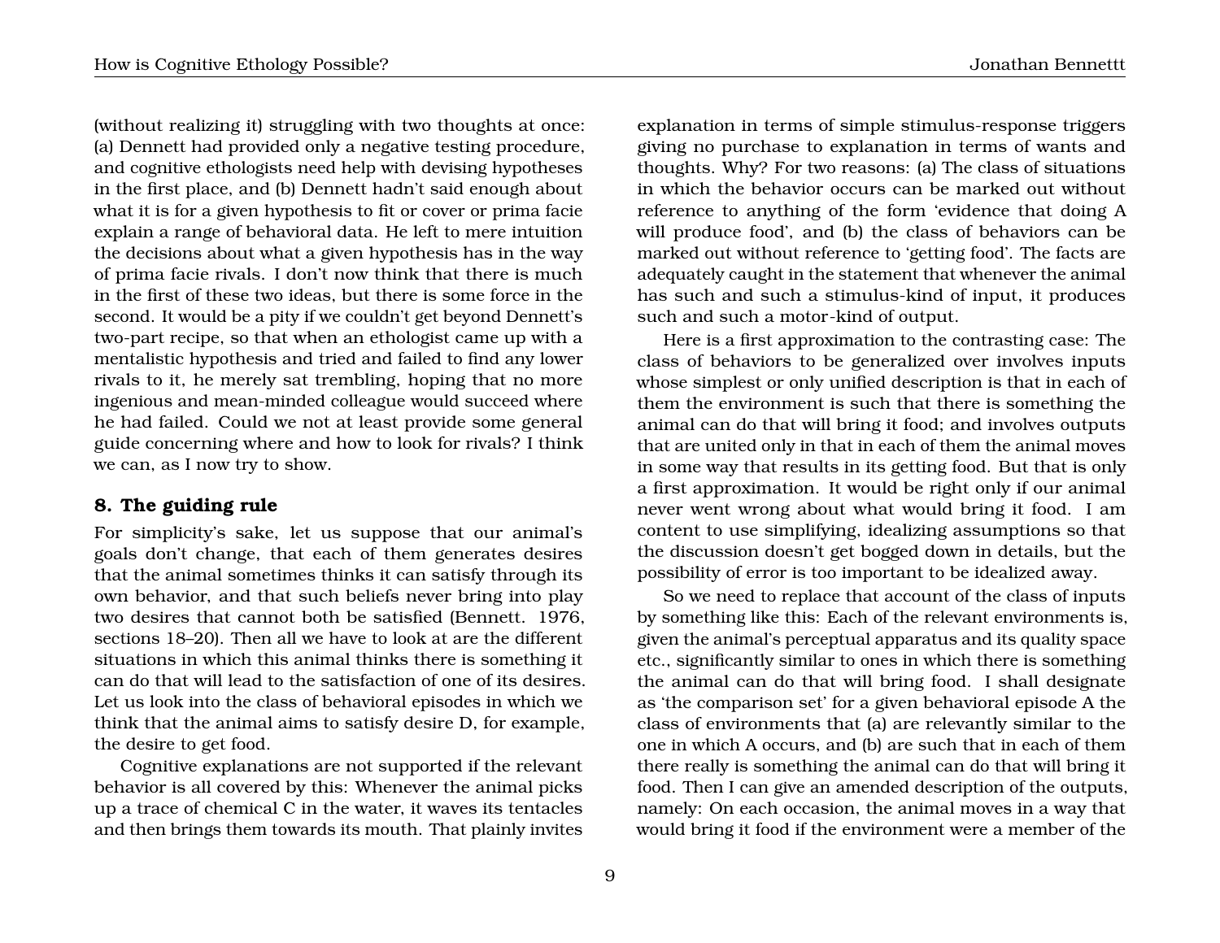(without realizing it) struggling with two thoughts at once: (a) Dennett had provided only a negative testing procedure, and cognitive ethologists need help with devising hypotheses in the first place, and (b) Dennett hadn't said enough about what it is for a given hypothesis to fit or cover or prima facie explain a range of behavioral data. He left to mere intuition the decisions about what a given hypothesis has in the way of prima facie rivals. I don't now think that there is much in the first of these two ideas, but there is some force in the second. It would be a pity if we couldn't get beyond Dennett's two-part recipe, so that when an ethologist came up with a mentalistic hypothesis and tried and failed to find any lower rivals to it, he merely sat trembling, hoping that no more ingenious and mean-minded colleague would succeed where he had failed. Could we not at least provide some general guide concerning where and how to look for rivals? I think we can, as I now try to show.

## 8. The guiding rule

For simplicity's sake, let us suppose that our animal's goals don't change, that each of them generates desires that the animal sometimes thinks it can satisfy through its own behavior, and that such beliefs never bring into play two desires that cannot both be satisfied (Bennett. 1976, sections 18–20). Then all we have to look at are the different situations in which this animal thinks there is something it can do that will lead to the satisfaction of one of its desires. Let us look into the class of behavioral episodes in which we think that the animal aims to satisfy desire D, for example, the desire to get food.

Cognitive explanations are not supported if the relevant behavior is all covered by this: Whenever the animal picks up a trace of chemical C in the water, it waves its tentacles and then brings them towards its mouth. That plainly invites explanation in terms of simple stimulus-response triggers giving no purchase to explanation in terms of wants and thoughts. Why? For two reasons: (a) The class of situations in which the behavior occurs can be marked out without reference to anything of the form 'evidence that doing A will produce food', and (b) the class of behaviors can be marked out without reference to 'getting food'. The facts are adequately caught in the statement that whenever the animal has such and such a stimulus-kind of input, it produces such and such a motor-kind of output.

Here is a first approximation to the contrasting case: The class of behaviors to be generalized over involves inputs whose simplest or only unified description is that in each of them the environment is such that there is something the animal can do that will bring it food; and involves outputs that are united only in that in each of them the animal moves in some way that results in its getting food. But that is only a first approximation. It would be right only if our animal never went wrong about what would bring it food. I am content to use simplifying, idealizing assumptions so that the discussion doesn't get bogged down in details, but the possibility of error is too important to be idealized away.

So we need to replace that account of the class of inputs by something like this: Each of the relevant environments is, given the animal's perceptual apparatus and its quality space etc., significantly similar to ones in which there is something the animal can do that will bring food. I shall designate as 'the comparison set' for a given behavioral episode A the class of environments that (a) are relevantly similar to the one in which A occurs, and (b) are such that in each of them there really is something the animal can do that will bring it food. Then I can give an amended description of the outputs, namely: On each occasion, the animal moves in a way that would bring it food if the environment were a member of the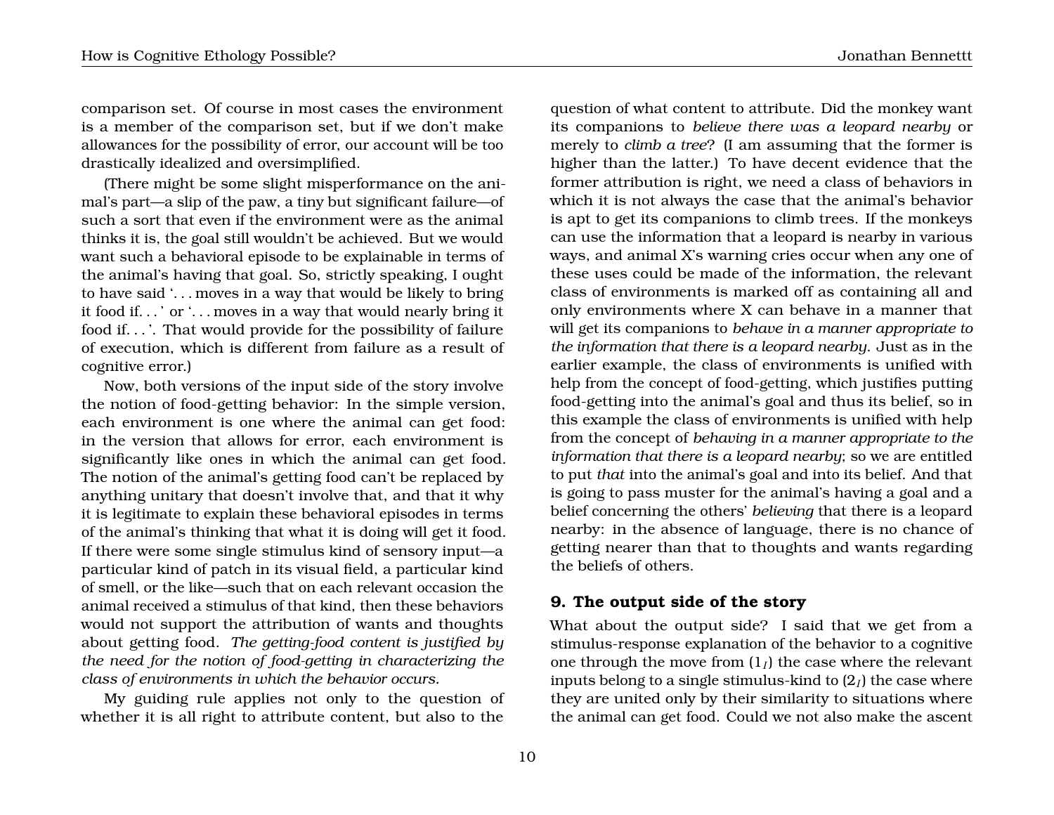comparison set. Of course in most cases the environment is a member of the comparison set, but if we don't make allowances for the possibility of error, our account will be too drastically idealized and oversimplified.

(There might be some slight misperformance on the animal's part—a slip of the paw, a tiny but significant failure—of such a sort that even if the environment were as the animal thinks it is, the goal still wouldn't be achieved. But we would want such a behavioral episode to be explainable in terms of the animal's having that goal. So, strictly speaking, I ought to have said '. . . moves in a way that would be likely to bring it food if. . . ' or '. . . moves in a way that would nearly bring it food if. . . '. That would provide for the possibility of failure of execution, which is different from failure as a result of cognitive error.)

Now, both versions of the input side of the story involve the notion of food-getting behavior: In the simple version, each environment is one where the animal can get food: in the version that allows for error, each environment is significantly like ones in which the animal can get food. The notion of the animal's getting food can't be replaced by anything unitary that doesn't involve that, and that it why it is legitimate to explain these behavioral episodes in terms of the animal's thinking that what it is doing will get it food. If there were some single stimulus kind of sensory input—a particular kind of patch in its visual field, a particular kind of smell, or the like—such that on each relevant occasion the animal received a stimulus of that kind, then these behaviors would not support the attribution of wants and thoughts about getting food. *The getting-food content is justified by the need for the notion of food-getting in characterizing the class of environments in which the behavior occurs.*

My guiding rule applies not only to the question of whether it is all right to attribute content, but also to the question of what content to attribute. Did the monkey want its companions to *believe there was a leopard nearby* or merely to *climb a tree*? (I am assuming that the former is higher than the latter.) To have decent evidence that the former attribution is right, we need a class of behaviors in which it is not always the case that the animal's behavior is apt to get its companions to climb trees. If the monkeys can use the information that a leopard is nearby in various ways, and animal X's warning cries occur when any one of these uses could be made of the information, the relevant class of environments is marked off as containing all and only environments where X can behave in a manner that will get its companions to *behave in a manner appropriate to the information that there is a leopard nearby*. Just as in the earlier example, the class of environments is unified with help from the concept of food-getting, which justifies putting food-getting into the animal's goal and thus its belief, so in this example the class of environments is unified with help from the concept of *behaving in a manner appropriate to the information that there is a leopard nearby*; so we are entitled to put *that* into the animal's goal and into its belief. And that is going to pass muster for the animal's having a goal and a belief concerning the others' *believing* that there is a leopard nearby: in the absence of language, there is no chance of getting nearer than that to thoughts and wants regarding the beliefs of others.

## 9. The output side of the story

What about the output side? I said that we get from a stimulus-response explanation of the behavior to a cognitive one through the move from ($1_I$) the case where the relevant inputs belong to a single stimulus-kind to ($2_I$) the case where they are united only by their similarity to situations where the animal can get food. Could we not also make the ascent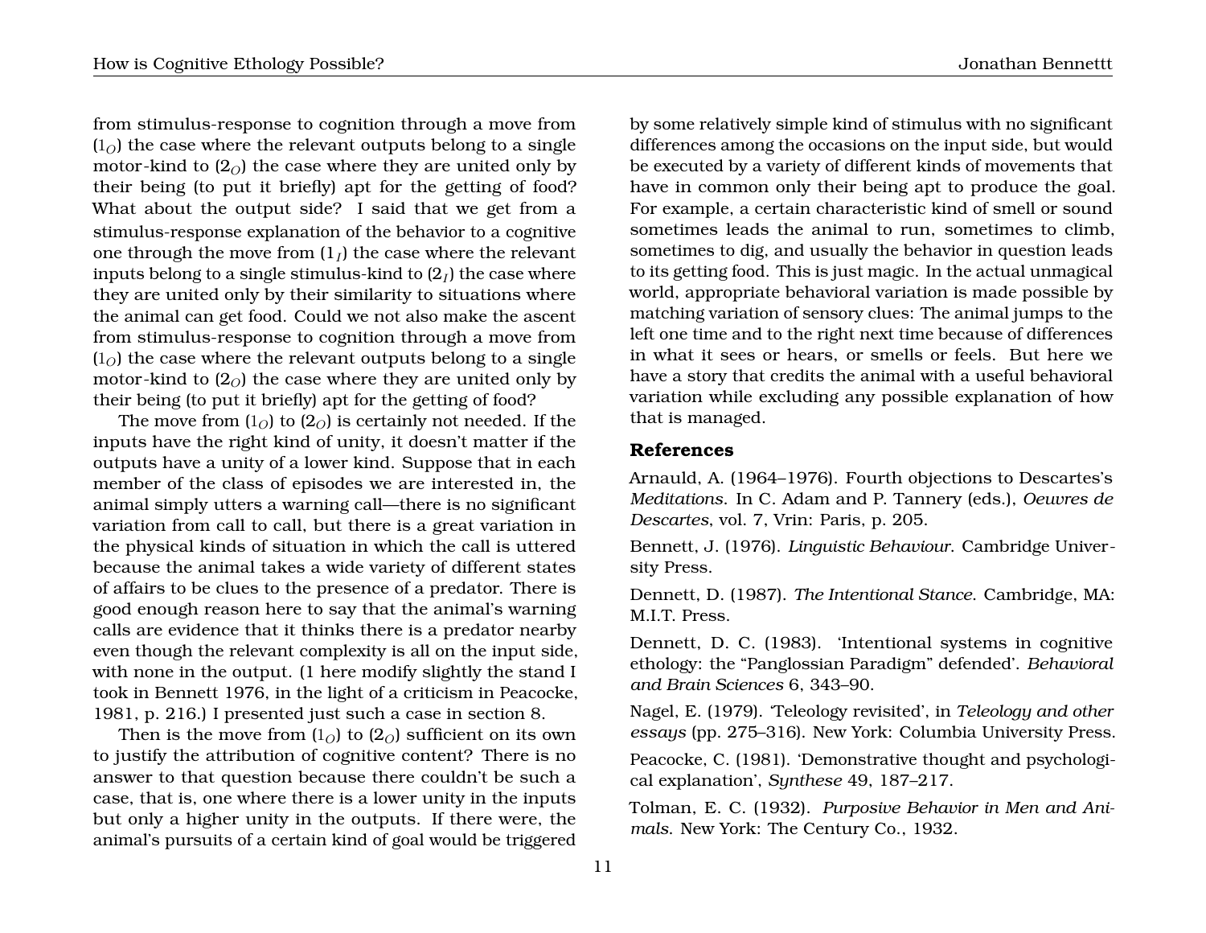from stimulus-response to cognition through a move from ($1_O$) the case where the relevant outputs belong to a single motor-kind to ($2_O$) the case where they are united only by their being (to put it briefly) apt for the getting of food? What about the output side? I said that we get from a stimulus-response explanation of the behavior to a cognitive one through the move from ($1_I$) the case where the relevant inputs belong to a single stimulus-kind to ($2_I$) the case where they are united only by their similarity to situations where the animal can get food. Could we not also make the ascent from stimulus-response to cognition through a move from ($1_O$) the case where the relevant outputs belong to a single motor-kind to ($2_O$) the case where they are united only by their being (to put it briefly) apt for the getting of food?

The move from ($1_O$) to ($2_O$) is certainly not needed. If the inputs have the right kind of unity, it doesn't matter if the outputs have a unity of a lower kind. Suppose that in each member of the class of episodes we are interested in, the animal simply utters a warning call—there is no significant variation from call to call, but there is a great variation in the physical kinds of situation in which the call is uttered because the animal takes a wide variety of different states of affairs to be clues to the presence of a predator. There is good enough reason here to say that the animal's warning calls are evidence that it thinks there is a predator nearby even though the relevant complexity is all on the input side, with none in the output. (1 here modify slightly the stand I took in Bennett 1976, in the light of a criticism in Peacocke, 1981, p. 216.) I presented just such a case in section 8.

Then is the move from ($1_O$) to ($2_O$) sufficient on its own to justify the attribution of cognitive content? There is no answer to that question because there couldn't be such a case, that is, one where there is a lower unity in the inputs but only a higher unity in the outputs. If there were, the animal's pursuits of a certain kind of goal would be triggered by some relatively simple kind of stimulus with no significant differences among the occasions on the input side, but would be executed by a variety of different kinds of movements that have in common only their being apt to produce the goal. For example, a certain characteristic kind of smell or sound sometimes leads the animal to run, sometimes to climb, sometimes to dig, and usually the behavior in question leads to its getting food. This is just magic. In the actual unmagical world, appropriate behavioral variation is made possible by matching variation of sensory clues: The animal jumps to the left one time and to the right next time because of differences in what it sees or hears, or smells or feels. But here we have a story that credits the animal with a useful behavioral variation while excluding any possible explanation of how that is managed.

## References

Arnauld, A. (1964–1976). Fourth objections to Descartes's *Meditations*. In C. Adam and P. Tannery (eds.), *Oeuvres de Descartes*, vol. 7, Vrin: Paris, p. 205.

Bennett, J. (1976). *Linguistic Behaviour*. Cambridge University Press.

Dennett, D. (1987). *The Intentional Stance*. Cambridge, MA: M.I.T. Press.

Dennett, D. C. (1983). 'Intentional systems in cognitive ethology: the "Panglossian Paradigm" defended'. *Behavioral and Brain Sciences* 6, 343–90.

Nagel, E. (1979). 'Teleology revisited', in *Teleology and other essays* (pp. 275–316). New York: Columbia University Press.

Peacocke, C. (1981). 'Demonstrative thought and psychological explanation', *Synthese* 49, 187–217.

Tolman, E. C. (1932). *Purposive Behavior in Men and Animals*. New York: The Century Co., 1932.